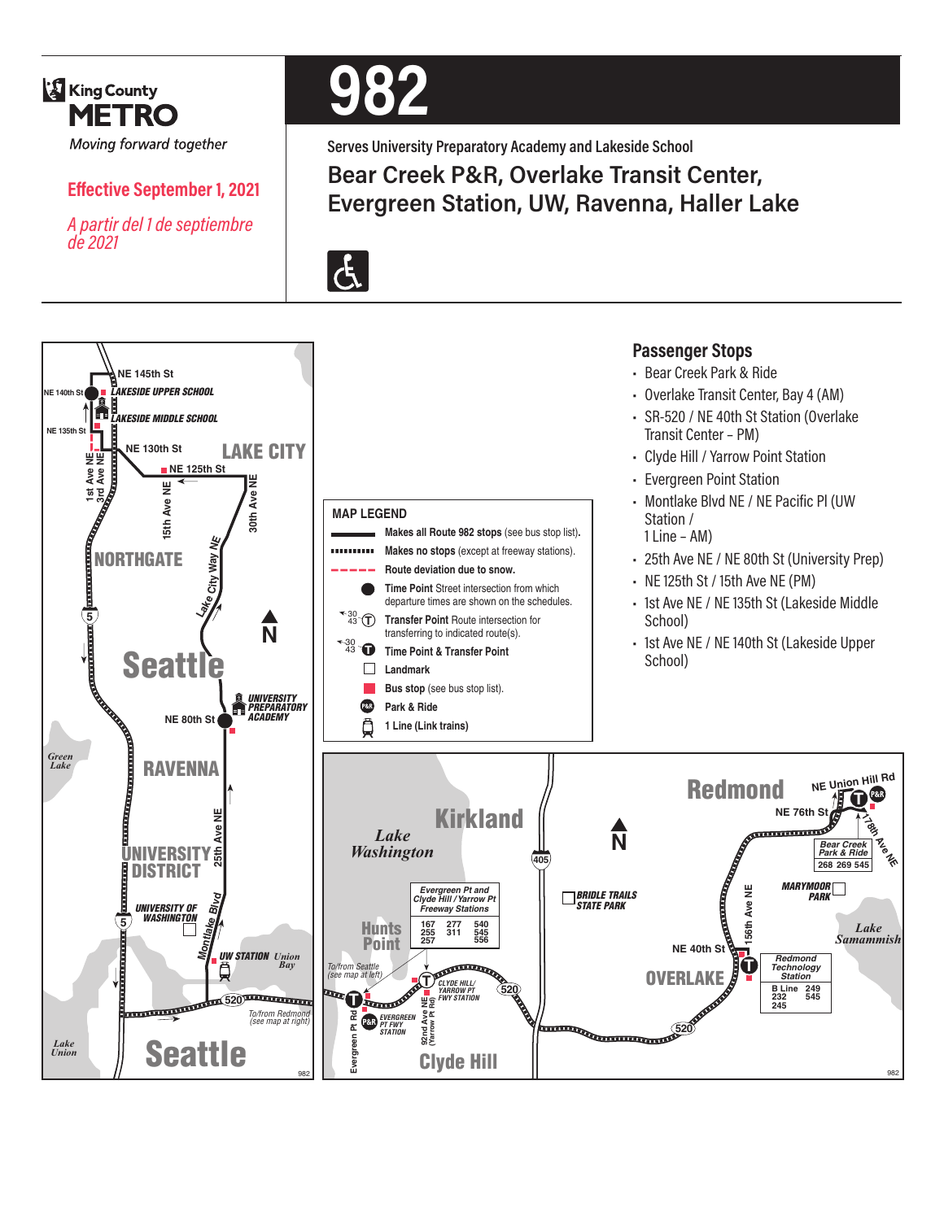King County METRO

*Moving forward together*

**Effective September 1, 2021**

*A partir del 1 de septiembre de 2021*

# 982

Serves University Preparatory Academy and Lakeside School

## Bear Creek P&R, Overlake Transit Center, Evergreen Station, UW, Ravenna, Haller Lake

## Passenger Stops

- Bear Creek Park & Ride
- Overlake Transit Center, Bay 4 (AM)
- SR-520 / NE 40th St Station (Overlake Transit Center – PM)
- Clyde Hill / Yarrow Point Station
- Evergreen Point Station
- Montlake Blvd NE / NE Pacific Pl (UW Station / 1 Line – AM)
- 25th Ave NE / NE 80th St (University Prep)
- NE 125th St / 15th Ave NE (PM)
- 1st Ave NE / NE 135th St (Lakeside Middle School)
- 1st Ave NE / NE 140th St (Lakeside Upper School)

## MAP LEGEND

- **Makes all Route 982 stops** (see bus stop list).
- **Makes no stops** (except at freeway stations).
- **Route deviation due to snow.**
- **Time Point** Street intersection from which departure times are shown on the schedules.
- **Transfer Point** Route intersection for transferring to indicated route(s).
- **Time Point & Transfer Point**
- **Landmark**
- **Bus stop** (see bus stop list).
- **Park & Ride**
- **1 Line (Link trains)**

NE 145th St
NE 140th St
LAKESIDE UPPER SCHOOL
LAKESIDE MIDDLE SCHOOL
NE 135th St
NE 130th St
LAKE CITY
NE 125th St
1st Ave NE
3rd Ave NE
15th Ave NE
30th Ave NE
NORTHGATE
Lake City Way NE
5
Seattle
UNIVERSITY PREPARATORY ACADEMY
NE 80th St
Green Lake
RAVENNA
25th Ave NE
UNIVERSITY DISTRICT
UNIVERSITY OF WASHINGTON
Montlake Blvd
UW STATION
Union Bay
520
To/from Redmond (see map at right)
Lake Union
Seattle

Kirkland
Lake Washington
405
Evergreen Pt and Clyde Hill / Yarrow Pt Freeway Stations
167 255 257 277 311 540 545 556
BRIDLE TRAILS STATE PARK
Hunts Point
To/from Seattle (see map at left)
CLYDE HILL/ YARROW PT FWY STATION
EVERGREEN PT FWY STATION
Evergreen Pt Rd
92nd Ave NE (Yarrow Pt Rd)
520
Clyde Hill
Redmond
NE Union Hill Rd
NE 76th St
178th Ave NE
Bear Creek Park & Ride
268 269 545
MARYMOOR PARK
156th Ave NE
Lake Samammish
NE 40th St
OVERLAKE
Redmond Technology Station
B Line 232 245 249 545
520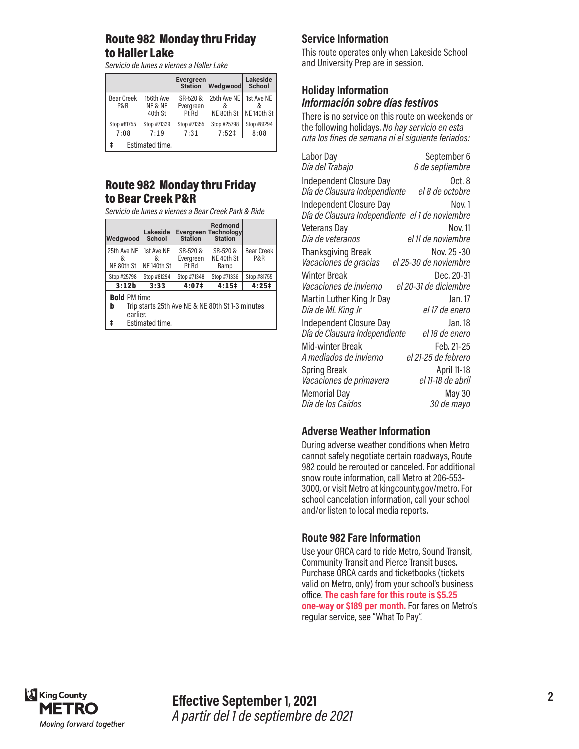## Route 982 Monday thru Friday to Haller Lake

*Servicio de lunes a viernes a Haller Lake*

| | | Evergreen Station | Wedgwood | Lakeside School |
|---|---|---|---|---|
| Bear Creek P&R | 156th Ave NE & NE 40th St | SR-520 & Evergreen Pt Rd | 25th Ave NE & NE 80th St | 1st Ave NE & NE 140th St |
| Stop #81755 | Stop #71339 | Stop #71355 | Stop #25798 | Stop #81294 |
| 7:08 | 7:19 | 7:31 | 7:52‡ | 8:08 |

‡ Estimated time.

## Route 982 Monday thru Friday to Bear Creek P&R

*Servicio de lunes a viernes a Bear Creek Park & Ride*

| Wedgwood | Lakeside School | Evergreen Station | Redmond Technology Station | |
|---|---|---|---|---|
| 25th Ave NE & NE 80th St | 1st Ave NE & NE 140th St | SR-520 & Evergreen Pt Rd | SR-520 & NE 40th St Ramp | Bear Creek P&R |
| Stop #25798 | Stop #81294 | Stop #71348 | Stop #71336 | Stop #81755 |
| **3:12b** | **3:33** | **4:07‡** | **4:15‡** | **4:25‡** |

**Bold** PM time
**b** Trip starts 25th Ave NE & NE 80th St 1-3 minutes earlier.
‡ Estimated time.

## Service Information

This route operates only when Lakeside School and University Prep are in session.

## Holiday Information
## *Información sobre días festivos*

There is no service on this route on weekends or the following holidays. *No hay servicio en esta ruta los fines de semana ni el siguiente feriados:*

| | |
|---|---|
| Labor Day<br>*Día del Trabajo* | September 6<br>*6 de septiembre* |
| Independent Closure Day<br>*Día de Clausura Independiente* | Oct. 8<br>*el 8 de octobre* |
| Independent Closure Day<br>*Día de Clausura Independiente* | Nov. 1<br>*el 1 de noviembre* |
| Veterans Day<br>*Día de veteranos* | Nov. 11<br>*el 11 de noviembre* |
| Thanksgiving Break<br>*Vacaciones de gracias* | Nov. 25 -30<br>*el 25-30 de noviembre* |
| Winter Break<br>*Vacaciones de invierno* | Dec. 20-31<br>*el 20-31 de diciembre* |
| Martin Luther King Jr Day<br>*Día de ML King Jr* | Jan. 17<br>*el 17 de enero* |
| Independent Closure Day<br>*Día de Clausura Independiente* | Jan. 18<br>*el 18 de enero* |
| Mid-winter Break<br>*A mediados de invierno* | Feb. 21-25<br>*el 21-25 de febrero* |
| Spring Break<br>*Vacaciones de primavera* | April 11-18<br>*el 11-18 de abril* |
| Memorial Day<br>*Día de los Caídos* | May 30<br>*30 de mayo* |

## Adverse Weather Information

During adverse weather conditions when Metro cannot safely negotiate certain roadways, Route 982 could be rerouted or canceled. For additional snow route information, call Metro at 206-553-3000, or visit Metro at kingcounty.gov/metro. For school cancelation information, call your school and/or listen to local media reports.

## Route 982 Fare Information

Use your ORCA card to ride Metro, Sound Transit, Community Transit and Pierce Transit buses. Purchase ORCA cards and ticketbooks (tickets valid on Metro, only) from your school's business office. **The cash fare for this route is $5.25 one-way or $189 per month.** For fares on Metro's regular service, see "What To Pay".

King County METRO
*Moving forward together*

**Effective September 1, 2021**
*A partir del 1 de septiembre de 2021*